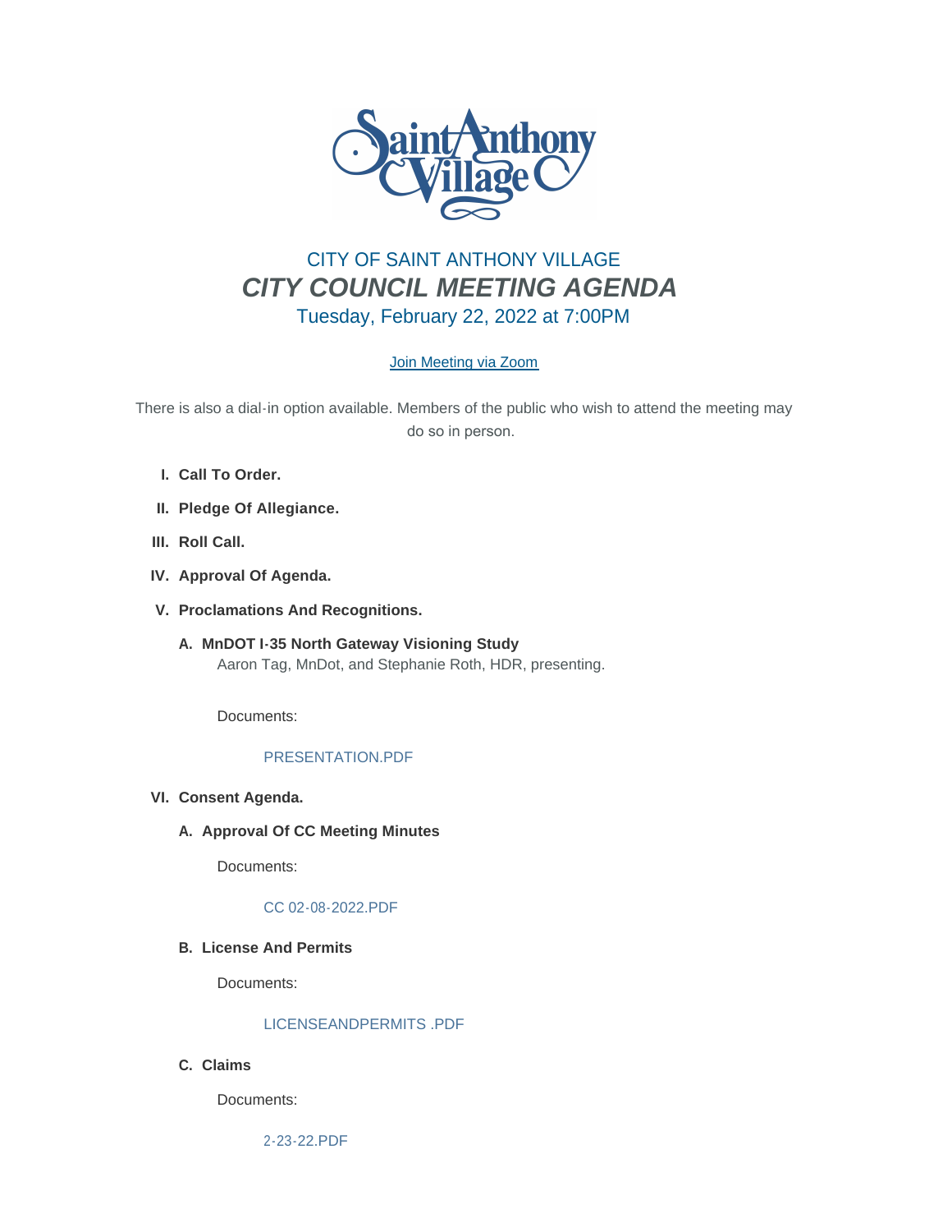CITY OF SAINT ANTHONY VILLAGE

# *CITY COUNCIL MEETING AGENDA*

Tuesday, February 22, 2022 at 7:00PM

Join Meeting via Zoom

There is also a dial-in option available. Members of the public who wish to attend the meeting may do so in person.

I. **Call To Order.**

II. **Pledge Of Allegiance.**

III. **Roll Call.**

IV. **Approval Of Agenda.**

V. **Proclamations And Recognitions.**

   A. **MnDOT I-35 North Gateway Visioning Study**
   Aaron Tag, MnDot, and Stephanie Roth, HDR, presenting.

   Documents:

   PRESENTATION.PDF

VI. **Consent Agenda.**

   A. **Approval Of CC Meeting Minutes**

   Documents:

   CC 02-08-2022.PDF

   B. **License And Permits**

   Documents:

   LICENSEANDPERMITS .PDF

   C. **Claims**

   Documents:

   2-23-22.PDF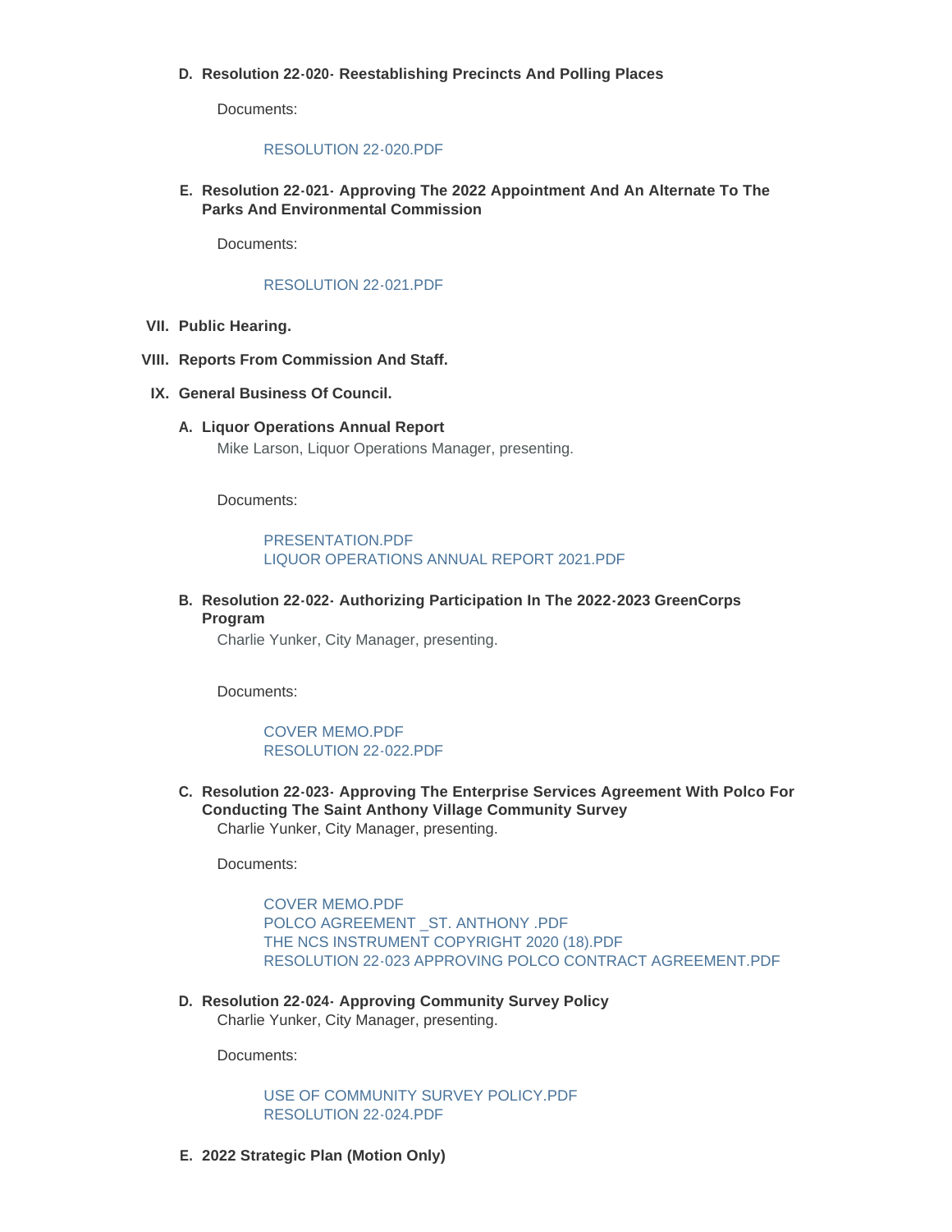D. **Resolution 22-020- Reestablishing Precincts And Polling Places**

Documents:

RESOLUTION 22-020.PDF

E. **Resolution 22-021- Approving The 2022 Appointment And An Alternate To The Parks And Environmental Commission**

Documents:

RESOLUTION 22-021.PDF

VII. **Public Hearing.**

VIII. **Reports From Commission And Staff.**

IX. **General Business Of Council.**

A. **Liquor Operations Annual Report**

Mike Larson, Liquor Operations Manager, presenting.

Documents:

PRESENTATION.PDF
LIQUOR OPERATIONS ANNUAL REPORT 2021.PDF

B. **Resolution 22-022- Authorizing Participation In The 2022-2023 GreenCorps Program**

Charlie Yunker, City Manager, presenting.

Documents:

COVER MEMO.PDF
RESOLUTION 22-022.PDF

C. **Resolution 22-023- Approving The Enterprise Services Agreement With Polco For Conducting The Saint Anthony Village Community Survey**

Charlie Yunker, City Manager, presenting.

Documents:

COVER MEMO.PDF
POLCO AGREEMENT _ST. ANTHONY .PDF
THE NCS INSTRUMENT COPYRIGHT 2020 (18).PDF
RESOLUTION 22-023 APPROVING POLCO CONTRACT AGREEMENT.PDF

D. **Resolution 22-024- Approving Community Survey Policy**

Charlie Yunker, City Manager, presenting.

Documents:

USE OF COMMUNITY SURVEY POLICY.PDF
RESOLUTION 22-024.PDF

E. **2022 Strategic Plan (Motion Only)**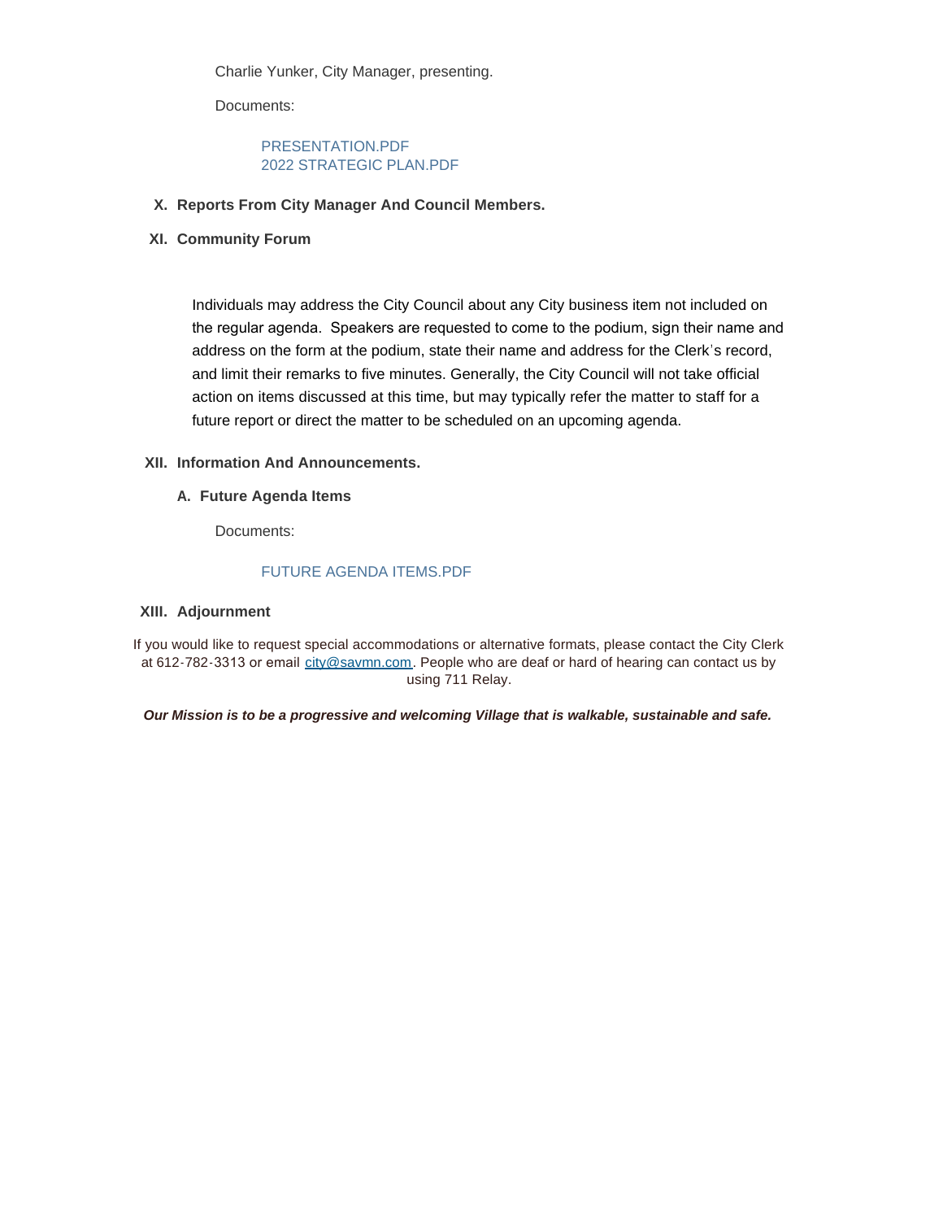Charlie Yunker, City Manager, presenting.

Documents:

PRESENTATION.PDF
2022 STRATEGIC PLAN.PDF

## X. Reports From City Manager And Council Members.

## XI. Community Forum

Individuals may address the City Council about any City business item not included on the regular agenda. Speakers are requested to come to the podium, sign their name and address on the form at the podium, state their name and address for the Clerk's record, and limit their remarks to five minutes. Generally, the City Council will not take official action on items discussed at this time, but may typically refer the matter to staff for a future report or direct the matter to be scheduled on an upcoming agenda.

## XII. Information And Announcements.

### A. Future Agenda Items

Documents:

FUTURE AGENDA ITEMS.PDF

## XIII. Adjournment

If you would like to request special accommodations or alternative formats, please contact the City Clerk at 612-782-3313 or email city@savmn.com. People who are deaf or hard of hearing can contact us by using 711 Relay.

***Our Mission is to be a progressive and welcoming Village that is walkable, sustainable and safe.***